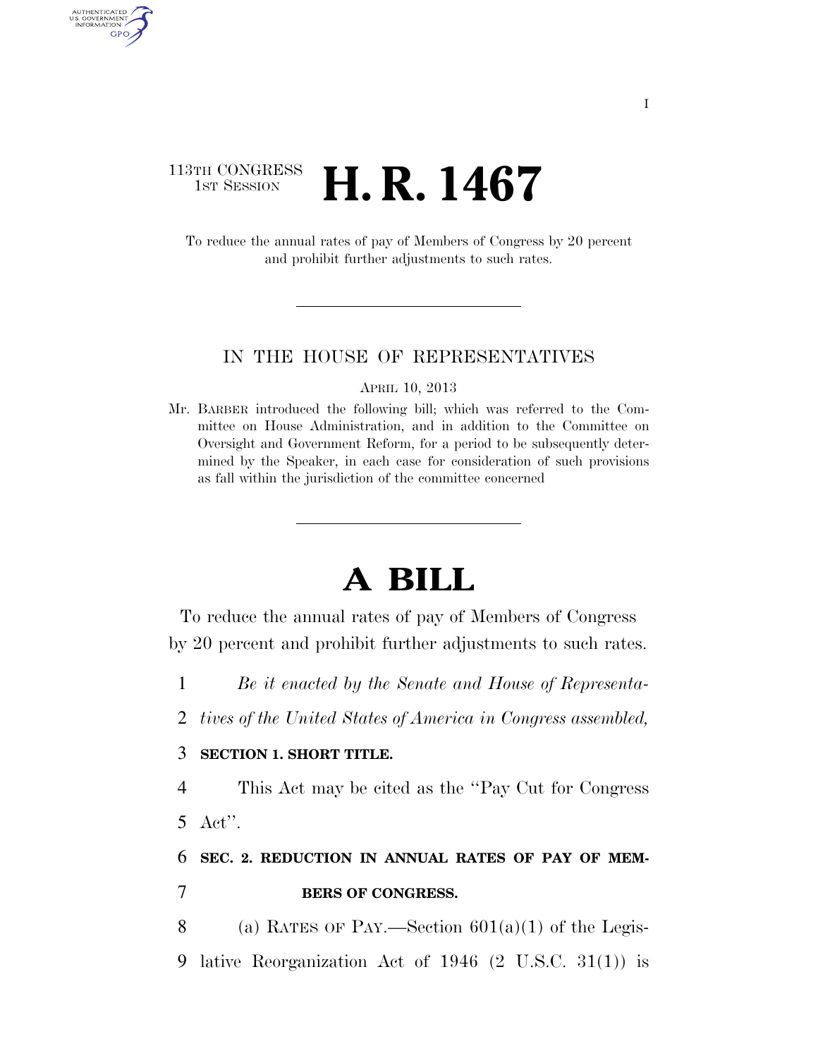113TH CONGRESS
1ST SESSION

# H. R. 1467

To reduce the annual rates of pay of Members of Congress by 20 percent and prohibit further adjustments to such rates.

IN THE HOUSE OF REPRESENTATIVES

APRIL 10, 2013

Mr. BARBER introduced the following bill; which was referred to the Committee on House Administration, and in addition to the Committee on Oversight and Government Reform, for a period to be subsequently determined by the Speaker, in each case for consideration of such provisions as fall within the jurisdiction of the committee concerned

# A BILL

To reduce the annual rates of pay of Members of Congress by 20 percent and prohibit further adjustments to such rates.

1 *Be it enacted by the Senate and House of Representa-*
2 *tives of the United States of America in Congress assembled,*

3 **SECTION 1. SHORT TITLE.**

4 This Act may be cited as the ''Pay Cut for Congress
5 Act''.

6 **SEC. 2. REDUCTION IN ANNUAL RATES OF PAY OF MEM-**
7 **BERS OF CONGRESS.**

8 (a) RATES OF PAY.—Section 601(a)(1) of the Legis-
9 lative Reorganization Act of 1946 (2 U.S.C. 31(1)) is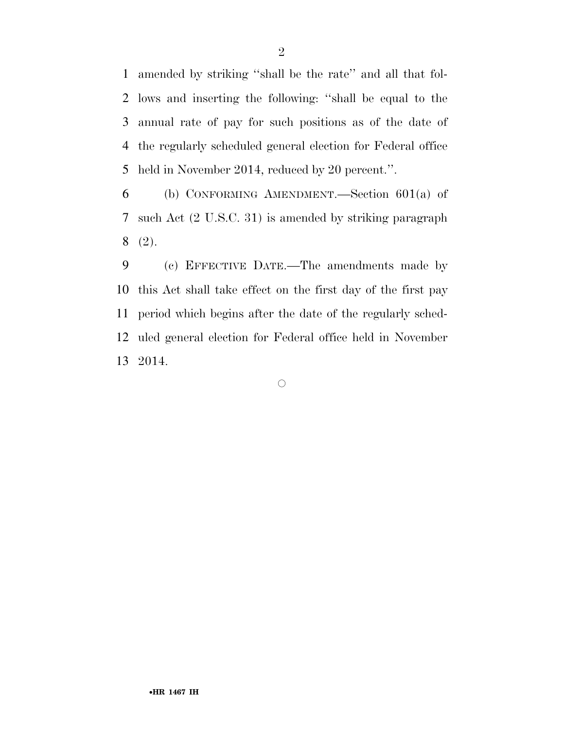amended by striking ''shall be the rate'' and all that follows and inserting the following: ''shall be equal to the annual rate of pay for such positions as of the date of the regularly scheduled general election for Federal office held in November 2014, reduced by 20 percent.''.

(b) CONFORMING AMENDMENT.—Section 601(a) of such Act (2 U.S.C. 31) is amended by striking paragraph (2).

(c) EFFECTIVE DATE.—The amendments made by this Act shall take effect on the first day of the first pay period which begins after the date of the regularly scheduled general election for Federal office held in November 2014.

○